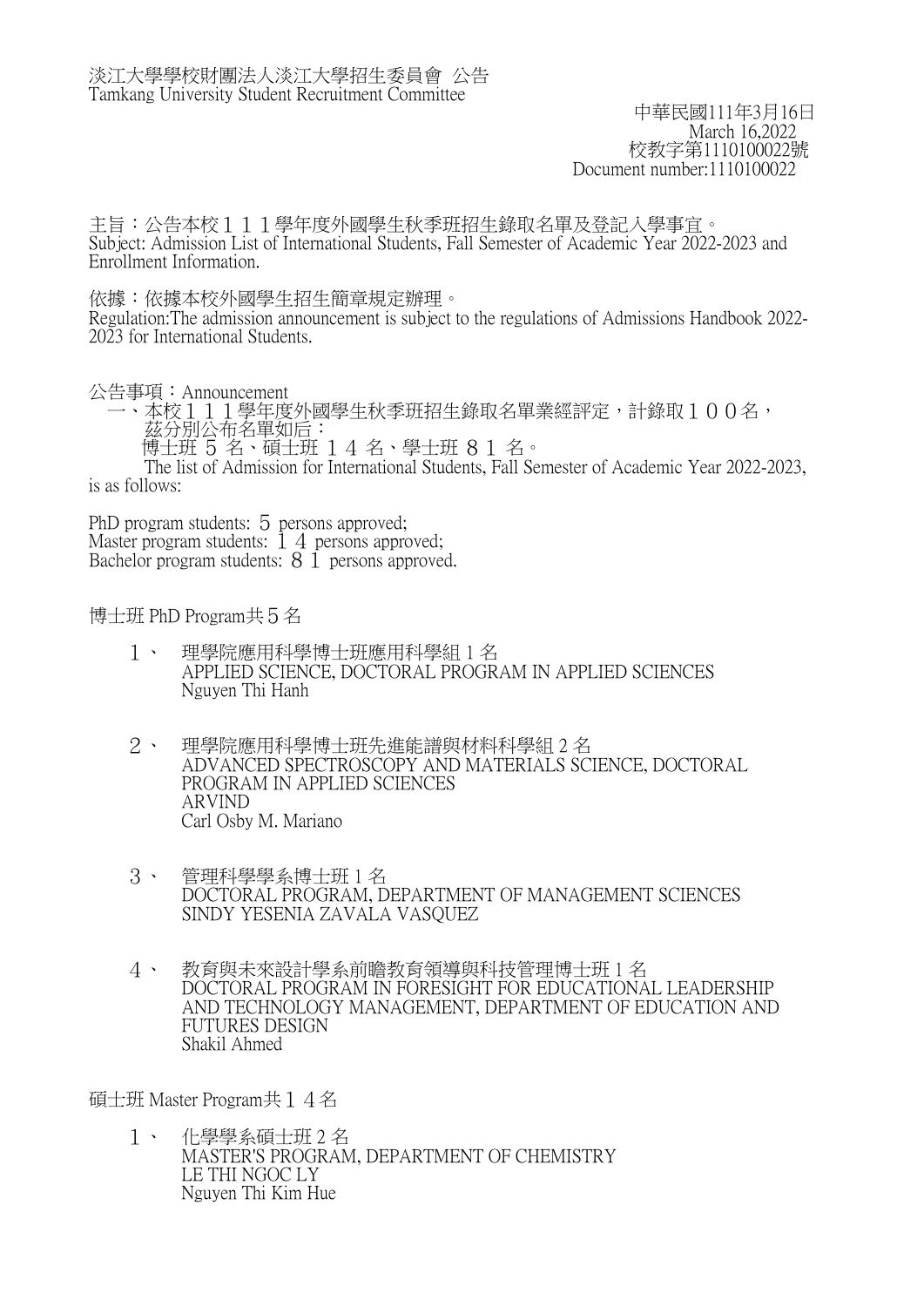淡江大學學校財團法人淡江大學招生委員會 公告
Tamkang University Student Recruitment Committee

中華民國111年3月16日
March 16,2022
校教字第1110100022號
Document number:1110100022

主旨：公告本校１１１學年度外國學生秋季班招生錄取名單及登記入學事宜。
Subject: Admission List of International Students, Fall Semester of Academic Year 2022-2023 and Enrollment Information.

依據：依據本校外國學生招生簡章規定辦理。
Regulation:The admission announcement is subject to the regulations of Admissions Handbook 2022-2023 for International Students.

公告事項：Announcement

一、本校１１１學年度外國學生秋季班招生錄取名單業經評定，計錄取１００名，茲分別公布名單如后：
博士班 5 名、碩士班 １４ 名、學士班 ８１ 名。

The list of Admission for International Students, Fall Semester of Academic Year 2022-2023, is as follows:

PhD program students: 5 persons approved;
Master program students: １４ persons approved;
Bachelor program students: ８１ persons approved.

## 博士班 PhD Program共５名

１、 理學院應用科學博士班應用科學組 1 名
APPLIED SCIENCE, DOCTORAL PROGRAM IN APPLIED SCIENCES
Nguyen Thi Hanh

２、 理學院應用科學博士班先進能譜與材料科學組 2 名
ADVANCED SPECTROSCOPY AND MATERIALS SCIENCE, DOCTORAL PROGRAM IN APPLIED SCIENCES
ARVIND
Carl Osby M. Mariano

３、 管理科學學系博士班 1 名
DOCTORAL PROGRAM, DEPARTMENT OF MANAGEMENT SCIENCES
SINDY YESENIA ZAVALA VASQUEZ

４、 教育與未來設計學系前瞻教育領導與科技管理博士班 1 名
DOCTORAL PROGRAM IN FORESIGHT FOR EDUCATIONAL LEADERSHIP AND TECHNOLOGY MANAGEMENT, DEPARTMENT OF EDUCATION AND FUTURES DESIGN
Shakil Ahmed

## 碩士班 Master Program共１４名

１、 化學學系碩士班 2 名
MASTER'S PROGRAM, DEPARTMENT OF CHEMISTRY
LE THI NGOC LY
Nguyen Thi Kim Hue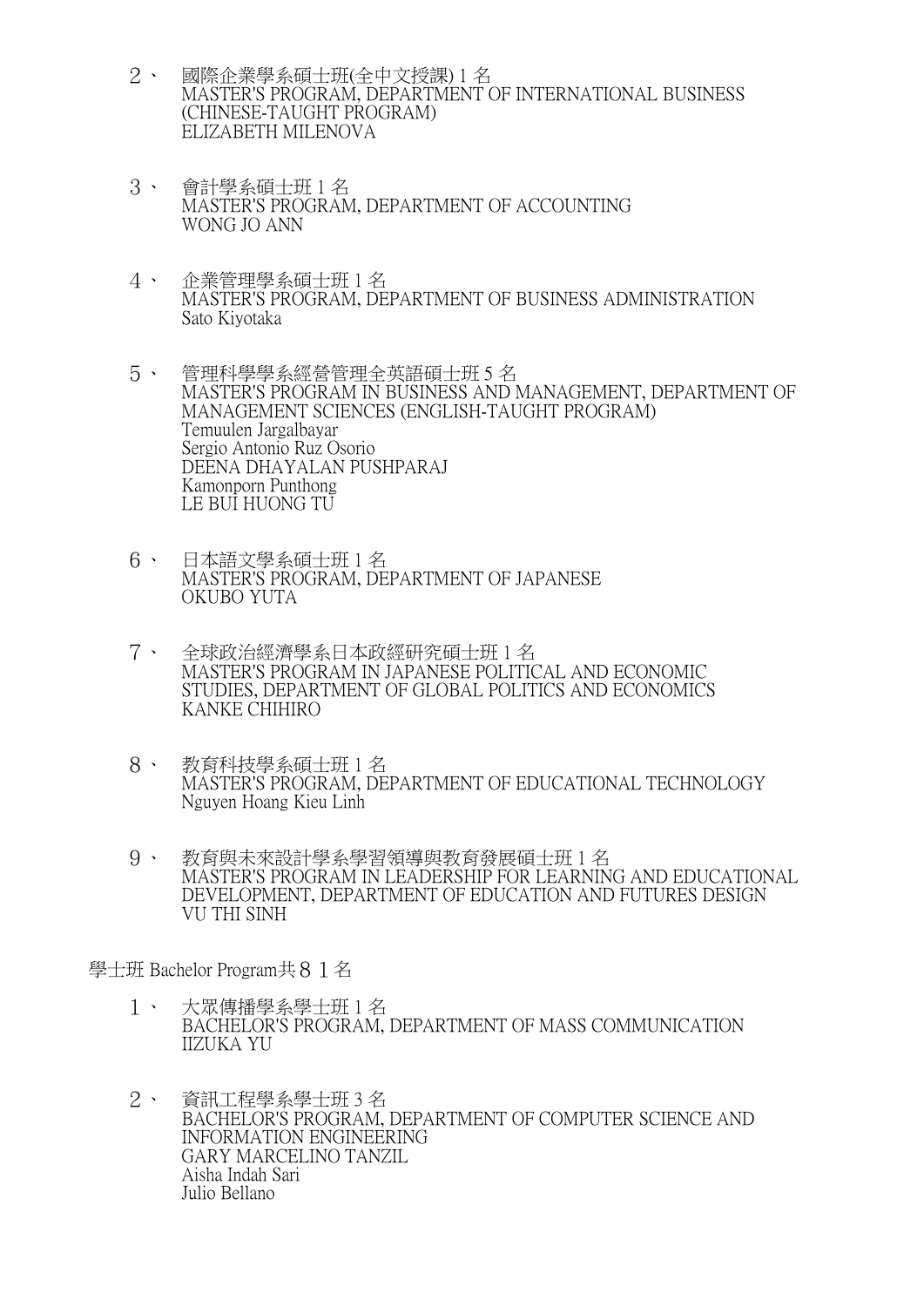2、 國際企業學系碩士班(全中文授課) 1 名
MASTER'S PROGRAM, DEPARTMENT OF INTERNATIONAL BUSINESS (CHINESE-TAUGHT PROGRAM)
ELIZABETH MILENOVA

3、 會計學系碩士班 1 名
MASTER'S PROGRAM, DEPARTMENT OF ACCOUNTING
WONG JO ANN

4、 企業管理學系碩士班 1 名
MASTER'S PROGRAM, DEPARTMENT OF BUSINESS ADMINISTRATION
Sato Kiyotaka

5、 管理科學學系經營管理全英語碩士班 5 名
MASTER'S PROGRAM IN BUSINESS AND MANAGEMENT, DEPARTMENT OF MANAGEMENT SCIENCES (ENGLISH-TAUGHT PROGRAM)
Temuulen Jargalbayar
Sergio Antonio Ruz Osorio
DEENA DHAYALAN PUSHPARAJ
Kamonporn Punthong
LE BUI HUONG TU

6、 日本語文學系碩士班 1 名
MASTER'S PROGRAM, DEPARTMENT OF JAPANESE
OKUBO YUTA

7、 全球政治經濟學系日本政經研究碩士班 1 名
MASTER'S PROGRAM IN JAPANESE POLITICAL AND ECONOMIC STUDIES, DEPARTMENT OF GLOBAL POLITICS AND ECONOMICS
KANKE CHIHIRO

8、 教育科技學系碩士班 1 名
MASTER'S PROGRAM, DEPARTMENT OF EDUCATIONAL TECHNOLOGY
Nguyen Hoang Kieu Linh

9、 教育與未來設計學系學習領導與教育發展碩士班 1 名
MASTER'S PROGRAM IN LEADERSHIP FOR LEARNING AND EDUCATIONAL DEVELOPMENT, DEPARTMENT OF EDUCATION AND FUTURES DESIGN
VU THI SINH

學士班 Bachelor Program共８１名

1、 大眾傳播學系學士班 1 名
BACHELOR'S PROGRAM, DEPARTMENT OF MASS COMMUNICATION
IIZUKA YU

2、 資訊工程學系學士班 3 名
BACHELOR'S PROGRAM, DEPARTMENT OF COMPUTER SCIENCE AND INFORMATION ENGINEERING
GARY MARCELINO TANZIL
Aisha Indah Sari
Julio Bellano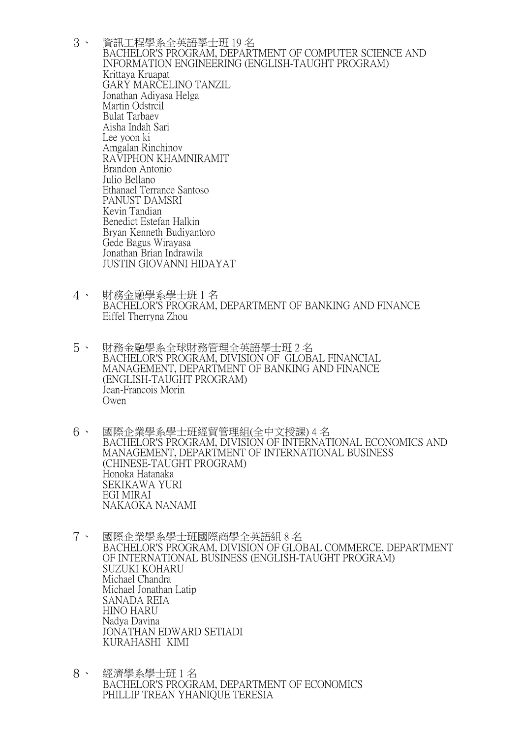3、 資訊工程學系全英語學士班 19 名
BACHELOR'S PROGRAM, DEPARTMENT OF COMPUTER SCIENCE AND INFORMATION ENGINEERING (ENGLISH-TAUGHT PROGRAM)

Krittaya Kruapat
GARY MARCELINO TANZIL
Jonathan Adiyasa Helga
Martin Odstrcil
Bulat Tarbaev
Aisha Indah Sari
Lee yoon ki
Amgalan Rinchinov
RAVIPHON KHAMNIRAMIT
Brandon Antonio
Julio Bellano
Ethanael Terrance Santoso
PANUST DAMSRI
Kevin Tandian
Benedict Estefan Halkin
Bryan Kenneth Budiyantoro
Gede Bagus Wirayasa
Jonathan Brian Indrawila
JUSTIN GIOVANNI HIDAYAT

4、 財務金融學系學士班 1 名
BACHELOR'S PROGRAM, DEPARTMENT OF BANKING AND FINANCE

Eiffel Therryna Zhou

5、 財務金融學系全球財務管理全英語學士班 2 名
BACHELOR'S PROGRAM, DIVISION OF GLOBAL FINANCIAL MANAGEMENT, DEPARTMENT OF BANKING AND FINANCE (ENGLISH-TAUGHT PROGRAM)

Jean-Francois Morin
Owen

6、 國際企業學系學士班經貿管理組(全中文授課) 4 名
BACHELOR'S PROGRAM, DIVISION OF INTERNATIONAL ECONOMICS AND MANAGEMENT, DEPARTMENT OF INTERNATIONAL BUSINESS (CHINESE-TAUGHT PROGRAM)

Honoka Hatanaka
SEKIKAWA YURI
EGI MIRAI
NAKAOKA NANAMI

7、 國際企業學系學士班國際商學全英語組 8 名
BACHELOR'S PROGRAM, DIVISION OF GLOBAL COMMERCE, DEPARTMENT OF INTERNATIONAL BUSINESS (ENGLISH-TAUGHT PROGRAM)

SUZUKI KOHARU
Michael Chandra
Michael Jonathan Latip
SANADA REIA
HINO HARU
Nadya Davina
JONATHAN EDWARD SETIADI
KURAHASHI KIMI

8、 經濟學系學士班 1 名
BACHELOR'S PROGRAM, DEPARTMENT OF ECONOMICS

PHILLIP TREAN YHANIQUE TERESIA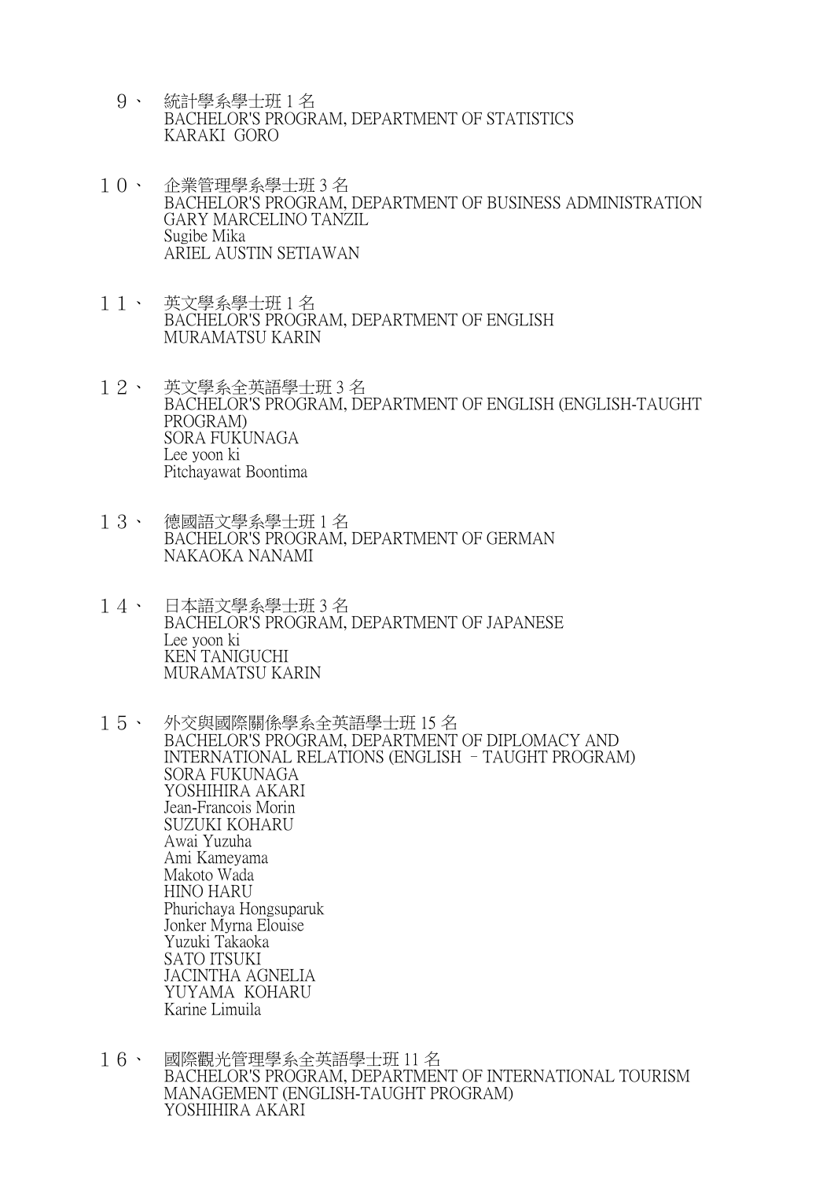9、 統計學系學士班 1 名
BACHELOR'S PROGRAM, DEPARTMENT OF STATISTICS
KARAKI GORO

１０、 企業管理學系學士班 3 名
BACHELOR'S PROGRAM, DEPARTMENT OF BUSINESS ADMINISTRATION
GARY MARCELINO TANZIL
Sugibe Mika
ARIEL AUSTIN SETIAWAN

１１、 英文學系學士班 1 名
BACHELOR'S PROGRAM, DEPARTMENT OF ENGLISH
MURAMATSU KARIN

１２、 英文學系全英語學士班 3 名
BACHELOR'S PROGRAM, DEPARTMENT OF ENGLISH (ENGLISH-TAUGHT PROGRAM)
SORA FUKUNAGA
Lee yoon ki
Pitchayawat Boontima

１３、 德國語文學系學士班 1 名
BACHELOR'S PROGRAM, DEPARTMENT OF GERMAN
NAKAOKA NANAMI

１４、 日本語文學系學士班 3 名
BACHELOR'S PROGRAM, DEPARTMENT OF JAPANESE
Lee yoon ki
KEN TANIGUCHI
MURAMATSU KARIN

１５、 外交與國際關係學系全英語學士班 15 名
BACHELOR'S PROGRAM, DEPARTMENT OF DIPLOMACY AND INTERNATIONAL RELATIONS (ENGLISH – TAUGHT PROGRAM)
SORA FUKUNAGA
YOSHIHIRA AKARI
Jean-Francois Morin
SUZUKI KOHARU
Awai Yuzuha
Ami Kameyama
Makoto Wada
HINO HARU
Phurichaya Hongsuparuk
Jonker Myrna Elouise
Yuzuki Takaoka
SATO ITSUKI
JACINTHA AGNELIA
YUYAMA KOHARU
Karine Limuila

１６、 國際觀光管理學系全英語學士班 11 名
BACHELOR'S PROGRAM, DEPARTMENT OF INTERNATIONAL TOURISM MANAGEMENT (ENGLISH-TAUGHT PROGRAM)
YOSHIHIRA AKARI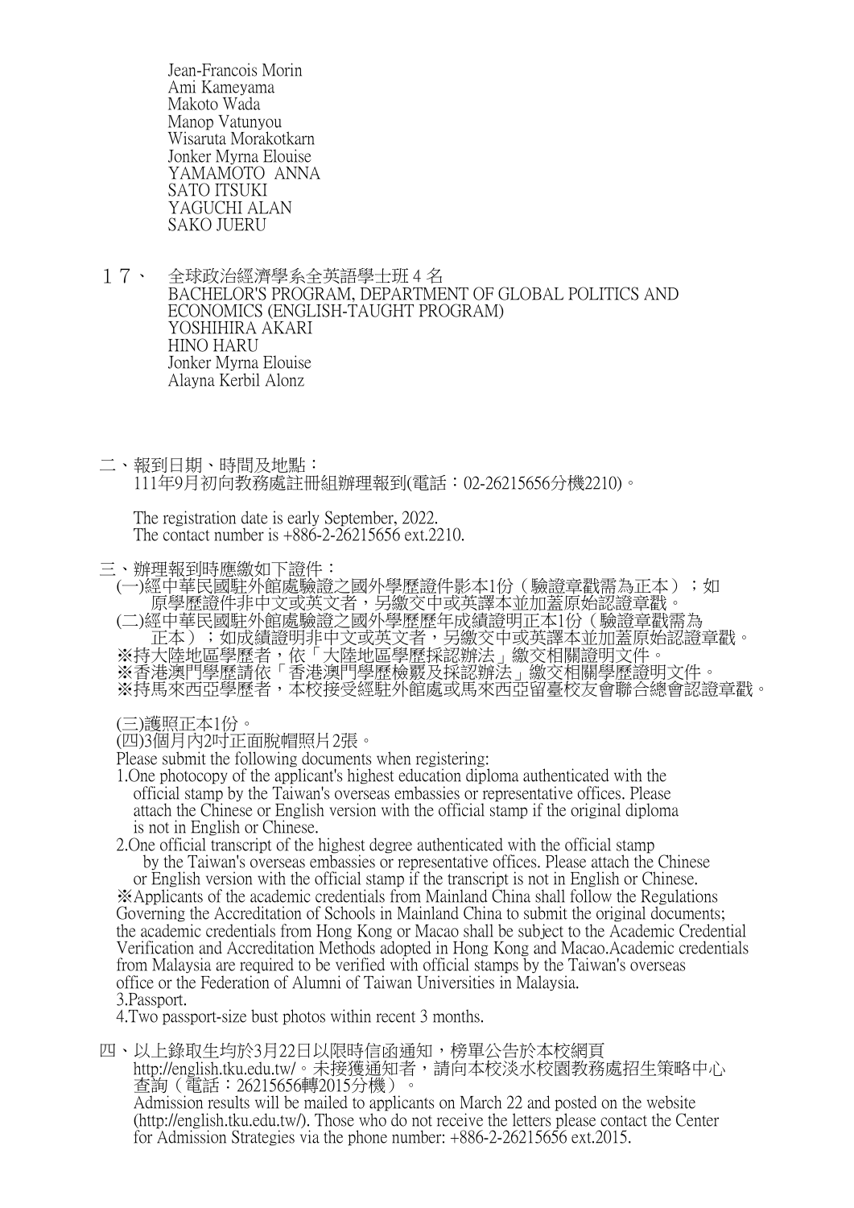Jean-Francois Morin
Ami Kameyama
Makoto Wada
Manop Vatunyou
Wisaruta Morakotkarn
Jonker Myrna Elouise
YAMAMOTO ANNA
SATO ITSUKI
YAGUCHI ALAN
SAKO JUERU

１７、 全球政治經濟學系全英語學士班 4 名
BACHELOR'S PROGRAM, DEPARTMENT OF GLOBAL POLITICS AND ECONOMICS (ENGLISH-TAUGHT PROGRAM)
YOSHIHIRA AKARI
HINO HARU
Jonker Myrna Elouise
Alayna Kerbil Alonz

二、報到日期、時間及地點：
111年9月初向教務處註冊組辦理報到(電話：02-26215656分機2210)。

The registration date is early September, 2022.
The contact number is +886-2-26215656 ext.2210.

三、辦理報到時應繳如下證件：
(一)經中華民國駐外館處驗證之國外學歷證件影本1份（驗證章戳需為正本）；如原學歷證件非中文或英文者，另繳交中或英譯本並加蓋原始認證章戳。
(二)經中華民國駐外館處驗證之國外學歷歷年成績證明正本1份（驗證章戳需為正本）；如成績證明非中文或英文者，另繳交中或英譯本並加蓋原始認證章戳。
※持大陸地區學歷者，依「大陸地區學歷採認辦法」繳交相關證明文件。
※香港澳門學歷請依「香港澳門學歷檢覈及採認辦法」繳交相關學歷證明文件。
※持馬來西亞學歷者，本校接受經駐外館處或馬來西亞留臺校友會聯合總會認證章戳。

(三)護照正本1份。
(四)3個月內2吋正面脫帽照片2張。

Please submit the following documents when registering:

1. One photocopy of the applicant's highest education diploma authenticated with the official stamp by the Taiwan's overseas embassies or representative offices. Please attach the Chinese or English version with the official stamp if the original diploma is not in English or Chinese.
2. One official transcript of the highest degree authenticated with the official stamp by the Taiwan's overseas embassies or representative offices. Please attach the Chinese or English version with the official stamp if the transcript is not in English or Chinese.

※Applicants of the academic credentials from Mainland China shall follow the Regulations Governing the Accreditation of Schools in Mainland China to submit the original documents; the academic credentials from Hong Kong or Macao shall be subject to the Academic Credential Verification and Accreditation Methods adopted in Hong Kong and Macao.Academic credentials from Malaysia are required to be verified with official stamps by the Taiwan's overseas office or the Federation of Alumni of Taiwan Universities in Malaysia.

3. Passport.
4. Two passport-size bust photos within recent 3 months.

四、以上錄取生均於3月22日以限時信函通知，榜單公告於本校網頁 http://english.tku.edu.tw/。未接獲通知者，請向本校淡水校園教務處招生策略中心查詢（電話：26215656轉2015分機）。
Admission results will be mailed to applicants on March 22 and posted on the website (http://english.tku.edu.tw/). Those who do not receive the letters please contact the Center for Admission Strategies via the phone number: +886-2-26215656 ext.2015.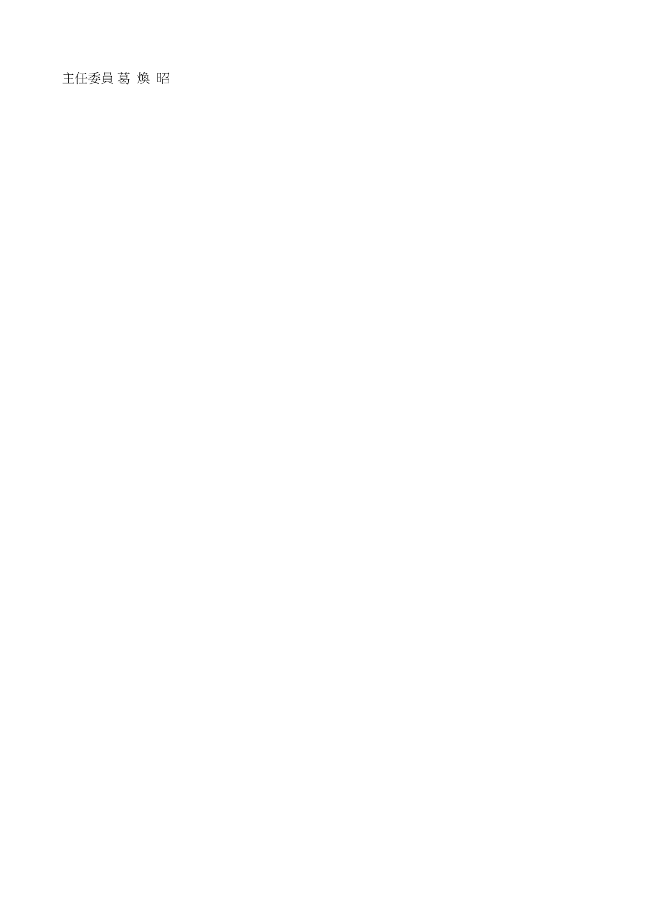主任委員 葛 煥 昭